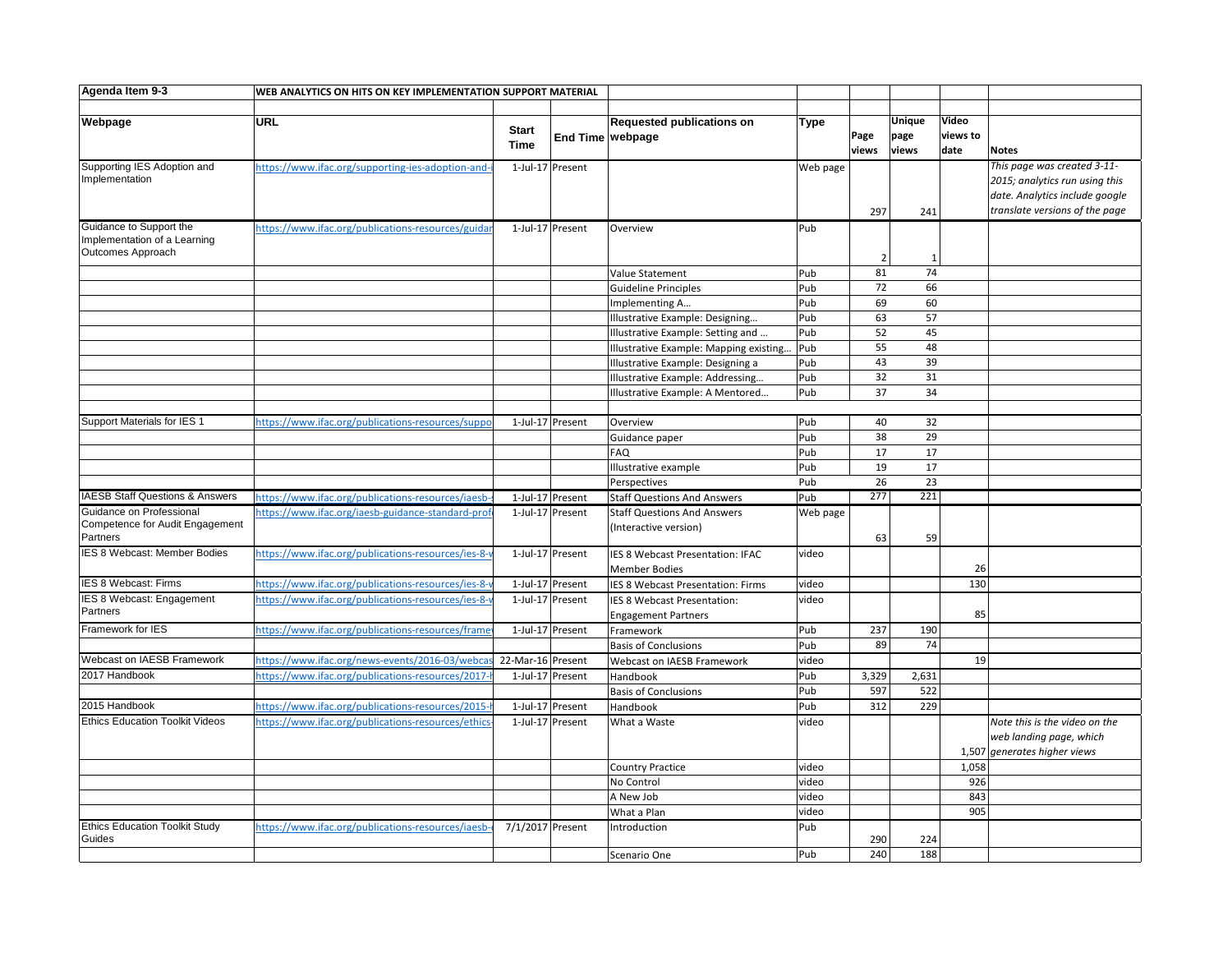| Agenda Item 9-3 | WEB ANALYTICS ON HITS ON KEY IMPLEMENTATION SUPPORT MATERIAL | | | | | | | | |
|---|---|---|---|---|---|---|---|---|---|
| **Webpage** | **URL** | **Start Time** | **End Time** | **Requested publications on webpage** | **Type** | **Page views** | **Unique page views** | **Video views to date** | **Notes** |
| Supporting IES Adoption and Implementation | https://www.ifac.org/supporting-ies-adoption-and-i | 1-Jul-17 | Present | | Web page | 297 | 241 | | *This page was created 3-11-2015; analytics run using this date. Analytics include google translate versions of the page* |
| Guidance to Support the Implementation of a Learning Outcomes Approach | https://www.ifac.org/publications-resources/guidar | 1-Jul-17 | Present | Overview | Pub | 2 | 1 | | |
| | | | | Value Statement | Pub | 81 | 74 | | |
| | | | | Guideline Principles | Pub | 72 | 66 | | |
| | | | | Implementing A… | Pub | 69 | 60 | | |
| | | | | Illustrative Example: Designing… | Pub | 63 | 57 | | |
| | | | | Illustrative Example: Setting and … | Pub | 52 | 45 | | |
| | | | | Illustrative Example: Mapping existing… | Pub | 55 | 48 | | |
| | | | | Illustrative Example: Designing a | Pub | 43 | 39 | | |
| | | | | Illustrative Example: Addressing… | Pub | 32 | 31 | | |
| | | | | Illustrative Example: A Mentored… | Pub | 37 | 34 | | |
| Support Materials for IES 1 | https://www.ifac.org/publications-resources/suppo | 1-Jul-17 | Present | Overview | Pub | 40 | 32 | | |
| | | | | Guidance paper | Pub | 38 | 29 | | |
| | | | | FAQ | Pub | 17 | 17 | | |
| | | | | Illustrative example | Pub | 19 | 17 | | |
| | | | | Perspectives | Pub | 26 | 23 | | |
| IAESB Staff Questions & Answers | https://www.ifac.org/publications-resources/iaesb- | 1-Jul-17 | Present | Staff Questions And Answers | Pub | 277 | 221 | | |
| Guidance on Professional Competence for Audit Engagement Partners | https://www.ifac.org/iaesb-guidance-standard-prof | 1-Jul-17 | Present | Staff Questions And Answers (Interactive version) | Web page | 63 | 59 | | |
| IES 8 Webcast: Member Bodies | https://www.ifac.org/publications-resources/ies-8-v | 1-Jul-17 | Present | IES 8 Webcast Presentation: IFAC Member Bodies | video | | | 26 | |
| IES 8 Webcast: Firms | https://www.ifac.org/publications-resources/ies-8-v | 1-Jul-17 | Present | IES 8 Webcast Presentation: Firms | video | | | 130 | |
| IES 8 Webcast: Engagement Partners | https://www.ifac.org/publications-resources/ies-8-v | 1-Jul-17 | Present | IES 8 Webcast Presentation: Engagement Partners | video | | | 85 | |
| Framework for IES | https://www.ifac.org/publications-resources/frame | 1-Jul-17 | Present | Framework | Pub | 237 | 190 | | |
| | | | | Basis of Conclusions | Pub | 89 | 74 | | |
| Webcast on IAESB Framework | https://www.ifac.org/news-events/2016-03/webcas | 22-Mar-16 | Present | Webcast on IAESB Framework | video | | | 19 | |
| 2017 Handbook | https://www.ifac.org/publications-resources/2017- | 1-Jul-17 | Present | Handbook | Pub | 3,329 | 2,631 | | |
| | | | | Basis of Conclusions | Pub | 597 | 522 | | |
| 2015 Handbook | https://www.ifac.org/publications-resources/2015- | 1-Jul-17 | Present | Handbook | Pub | 312 | 229 | | |
| Ethics Education Toolkit Videos | https://www.ifac.org/publications-resources/ethics- | 1-Jul-17 | Present | What a Waste | video | | | 1,507 | *Note this is the video on the web landing page, which generates higher views* |
| | | | | Country Practice | video | | | 1,058 | |
| | | | | No Control | video | | | 926 | |
| | | | | A New Job | video | | | 843 | |
| | | | | What a Plan | video | | | 905 | |
| Ethics Education Toolkit Study Guides | https://www.ifac.org/publications-resources/iaesb- | 7/1/2017 | Present | Introduction | Pub | 290 | 224 | | |
| | | | | Scenario One | Pub | 240 | 188 | | |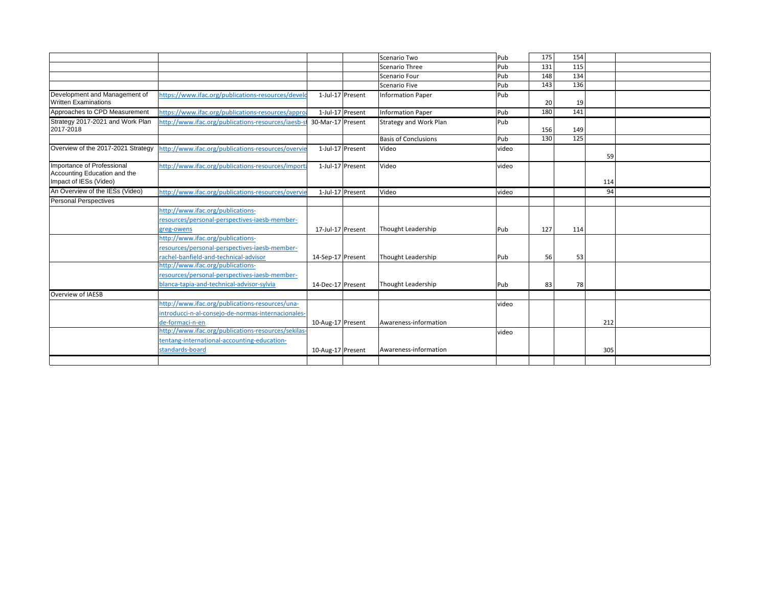| | | | | | | | | | |
|---|---|---|---|---|---|---|---|---|---|
| | | | | Scenario Two | Pub | 175 | 154 | | |
| | | | | Scenario Three | Pub | 131 | 115 | | |
| | | | | Scenario Four | Pub | 148 | 134 | | |
| | | | | Scenario Five | Pub | 143 | 136 | | |
| Development and Management of Written Examinations | https://www.ifac.org/publications-resources/develo | 1-Jul-17 | Present | Information Paper | Pub | 20 | 19 | | |
| Approaches to CPD Measurement | https://www.ifac.org/publications-resources/appro | 1-Jul-17 | Present | Information Paper | Pub | 180 | 141 | | |
| Strategy 2017-2021 and Work Plan 2017-2018 | http://www.ifac.org/publications-resources/iaesb-s | 30-Mar-17 | Present | Strategy and Work Plan | Pub | 156 | 149 | | |
| | | | | Basis of Conclusions | Pub | 130 | 125 | | |
| Overview of the 2017-2021 Strategy | http://www.ifac.org/publications-resources/overvie | 1-Jul-17 | Present | Video | video | | | 59 | |
| Importance of Professional Accounting Education and the Impact of IESs (Video) | http://www.ifac.org/publications-resources/importa | 1-Jul-17 | Present | Video | video | | | 114 | |
| An Overview of the IESs (Video) | http://www.ifac.org/publications-resources/overvie | 1-Jul-17 | Present | Video | video | | | 94 | |
| Personal Perspectives | | | | | | | | | |
| | http://www.ifac.org/publications-resources/personal-perspectives-iaesb-member-greg-owens | 17-Jul-17 | Present | Thought Leadership | Pub | 127 | 114 | | |
| | http://www.ifac.org/publications-resources/personal-perspectives-iaesb-member-rachel-banfield-and-technical-advisor | 14-Sep-17 | Present | Thought Leadership | Pub | 56 | 53 | | |
| | http://www.ifac.org/publications-resources/personal-perspectives-iaesb-member-blanca-tapia-and-technical-advisor-sylvia | 14-Dec-17 | Present | Thought Leadership | Pub | 83 | 78 | | |
| Overview of IAESB | | | | | | | | | |
| | http://www.ifac.org/publications-resources/una-introducci-n-al-consejo-de-normas-internacionales-de-formaci-n-en | 10-Aug-17 | Present | Awareness-information | video | | | 212 | |
| | http://www.ifac.org/publications-resources/sekilas-tentang-international-accounting-education-standards-board | 10-Aug-17 | Present | Awareness-information | video | | | 305 | |
| | | | | | | | | | |